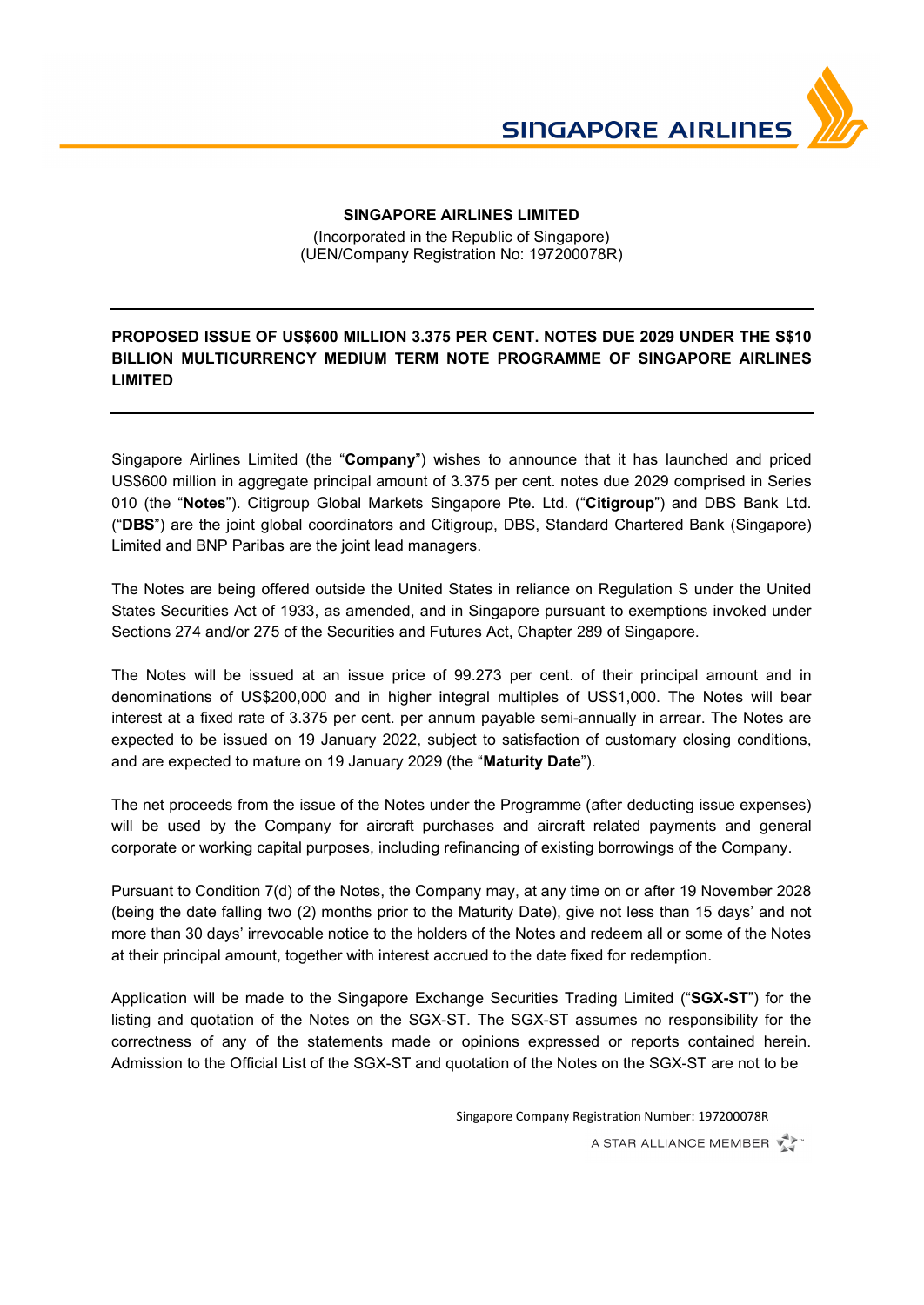**SINGAPORE AIRLINES LIMITED**

(Incorporated in the Republic of Singapore)
(UEN/Company Registration No: 197200078R)

---

**PROPOSED ISSUE OF US$600 MILLION 3.375 PER CENT. NOTES DUE 2029 UNDER THE S$10 BILLION MULTICURRENCY MEDIUM TERM NOTE PROGRAMME OF SINGAPORE AIRLINES LIMITED**

---

Singapore Airlines Limited (the "**Company**") wishes to announce that it has launched and priced US$600 million in aggregate principal amount of 3.375 per cent. notes due 2029 comprised in Series 010 (the "**Notes**"). Citigroup Global Markets Singapore Pte. Ltd. ("**Citigroup**") and DBS Bank Ltd. ("**DBS**") are the joint global coordinators and Citigroup, DBS, Standard Chartered Bank (Singapore) Limited and BNP Paribas are the joint lead managers.

The Notes are being offered outside the United States in reliance on Regulation S under the United States Securities Act of 1933, as amended, and in Singapore pursuant to exemptions invoked under Sections 274 and/or 275 of the Securities and Futures Act, Chapter 289 of Singapore.

The Notes will be issued at an issue price of 99.273 per cent. of their principal amount and in denominations of US$200,000 and in higher integral multiples of US$1,000. The Notes will bear interest at a fixed rate of 3.375 per cent. per annum payable semi-annually in arrear. The Notes are expected to be issued on 19 January 2022, subject to satisfaction of customary closing conditions, and are expected to mature on 19 January 2029 (the "**Maturity Date**").

The net proceeds from the issue of the Notes under the Programme (after deducting issue expenses) will be used by the Company for aircraft purchases and aircraft related payments and general corporate or working capital purposes, including refinancing of existing borrowings of the Company.

Pursuant to Condition 7(d) of the Notes, the Company may, at any time on or after 19 November 2028 (being the date falling two (2) months prior to the Maturity Date), give not less than 15 days' and not more than 30 days' irrevocable notice to the holders of the Notes and redeem all or some of the Notes at their principal amount, together with interest accrued to the date fixed for redemption.

Application will be made to the Singapore Exchange Securities Trading Limited ("**SGX-ST**") for the listing and quotation of the Notes on the SGX-ST. The SGX-ST assumes no responsibility for the correctness of any of the statements made or opinions expressed or reports contained herein. Admission to the Official List of the SGX-ST and quotation of the Notes on the SGX-ST are not to be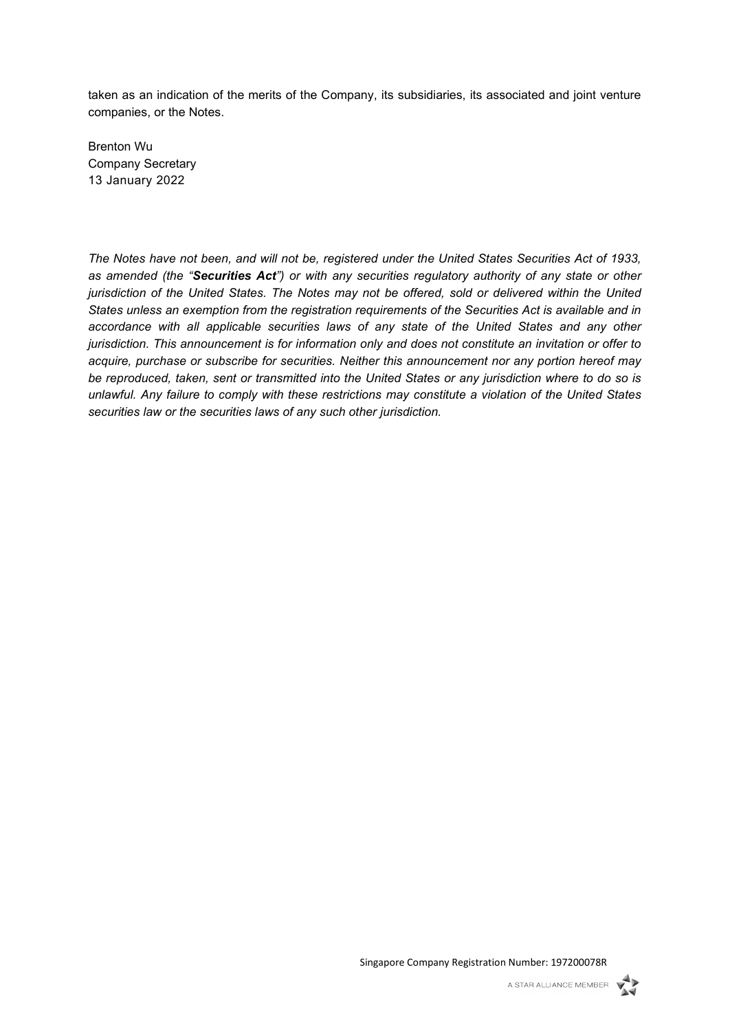taken as an indication of the merits of the Company, its subsidiaries, its associated and joint venture companies, or the Notes.

Brenton Wu
Company Secretary
13 January 2022

*The Notes have not been, and will not be, registered under the United States Securities Act of 1933, as amended (the "**Securities Act**") or with any securities regulatory authority of any state or other jurisdiction of the United States. The Notes may not be offered, sold or delivered within the United States unless an exemption from the registration requirements of the Securities Act is available and in accordance with all applicable securities laws of any state of the United States and any other jurisdiction. This announcement is for information only and does not constitute an invitation or offer to acquire, purchase or subscribe for securities. Neither this announcement nor any portion hereof may be reproduced, taken, sent or transmitted into the United States or any jurisdiction where to do so is unlawful. Any failure to comply with these restrictions may constitute a violation of the United States securities law or the securities laws of any such other jurisdiction.*